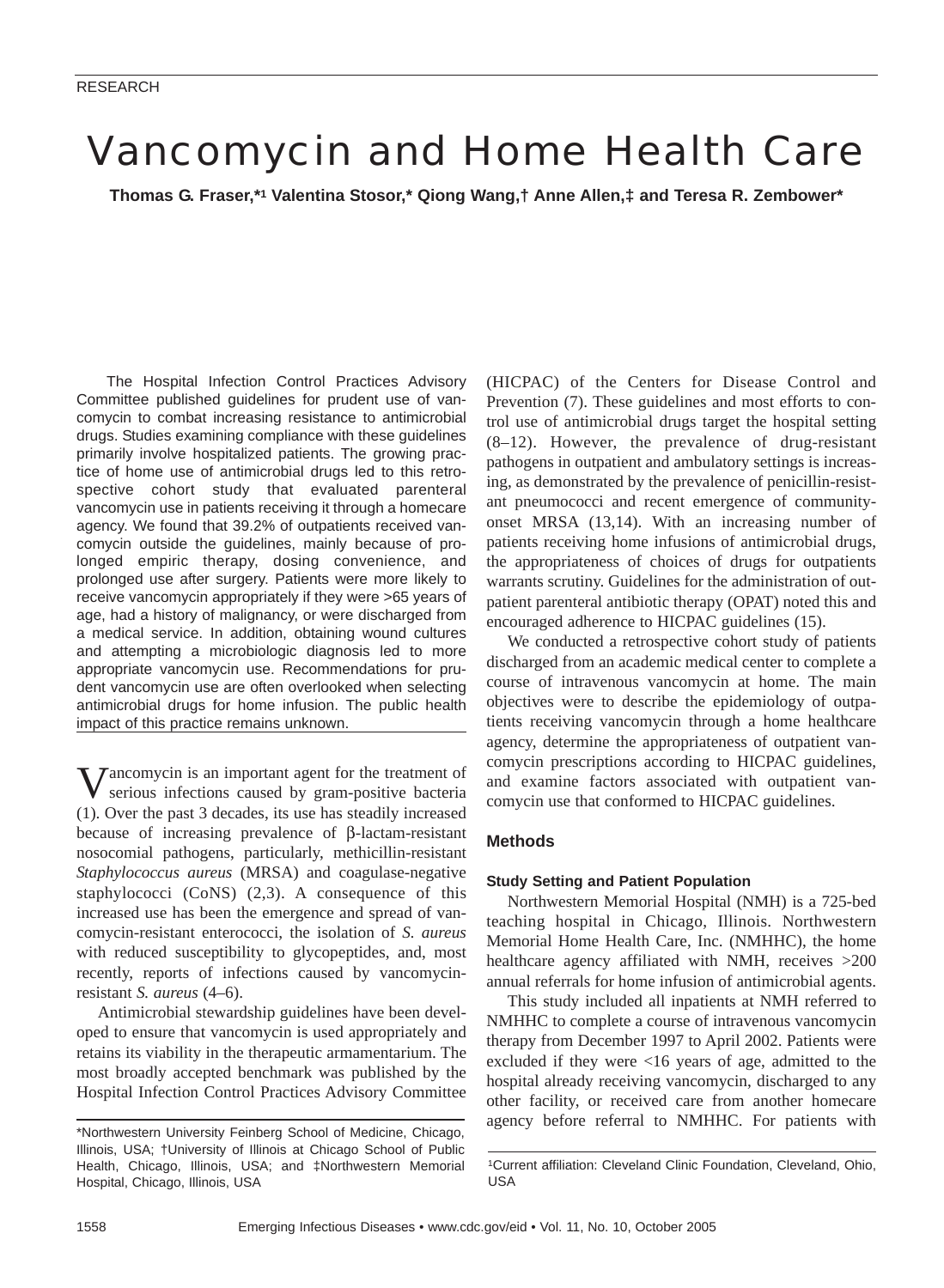# Vancomycin and Home Health Care

**Thomas G. Fraser,\*[1] Valentina Stosor,\* Qiong Wang,† Anne Allen,‡ and Teresa R. Zembower\***

The Hospital Infection Control Practices Advisory Committee published guidelines for prudent use of vancomycin to combat increasing resistance to antimicrobial drugs. Studies examining compliance with these guidelines primarily involve hospitalized patients. The growing practice of home use of antimicrobial drugs led to this retrospective cohort study that evaluated parenteral vancomycin use in patients receiving it through a homecare agency. We found that 39.2% of outpatients received vancomycin outside the guidelines, mainly because of prolonged empiric therapy, dosing convenience, and prolonged use after surgery. Patients were more likely to receive vancomycin appropriately if they were >65 years of age, had a history of malignancy, or were discharged from a medical service. In addition, obtaining wound cultures and attempting a microbiologic diagnosis led to more appropriate vancomycin use. Recommendations for prudent vancomycin use are often overlooked when selecting antimicrobial drugs for home infusion. The public health impact of this practice remains unknown.

Vancomycin is an important agent for the treatment of serious infections caused by gram-positive bacteria (1). Over the past 3 decades, its use has steadily increased because of increasing prevalence of β-lactam-resistant nosocomial pathogens, particularly, methicillin-resistant *Staphylococcus aureus* (MRSA) and coagulase-negative staphylococci (CoNS) (2,3). A consequence of this increased use has been the emergence and spread of vancomycin-resistant enterococci, the isolation of *S. aureus* with reduced susceptibility to glycopeptides, and, most recently, reports of infections caused by vancomycin-resistant *S. aureus* (4–6).

Antimicrobial stewardship guidelines have been developed to ensure that vancomycin is used appropriately and retains its viability in the therapeutic armamentarium. The most broadly accepted benchmark was published by the Hospital Infection Control Practices Advisory Committee (HICPAC) of the Centers for Disease Control and Prevention (7). These guidelines and most efforts to control use of antimicrobial drugs target the hospital setting (8–12). However, the prevalence of drug-resistant pathogens in outpatient and ambulatory settings is increasing, as demonstrated by the prevalence of penicillin-resistant pneumococci and recent emergence of community-onset MRSA (13,14). With an increasing number of patients receiving home infusions of antimicrobial drugs, the appropriateness of choices of drugs for outpatients warrants scrutiny. Guidelines for the administration of outpatient parenteral antibiotic therapy (OPAT) noted this and encouraged adherence to HICPAC guidelines (15).

We conducted a retrospective cohort study of patients discharged from an academic medical center to complete a course of intravenous vancomycin at home. The main objectives were to describe the epidemiology of outpatients receiving vancomycin through a home healthcare agency, determine the appropriateness of outpatient vancomycin prescriptions according to HICPAC guidelines, and examine factors associated with outpatient vancomycin use that conformed to HICPAC guidelines.

## Methods

### Study Setting and Patient Population

Northwestern Memorial Hospital (NMH) is a 725-bed teaching hospital in Chicago, Illinois. Northwestern Memorial Home Health Care, Inc. (NMHHC), the home healthcare agency affiliated with NMH, receives >200 annual referrals for home infusion of antimicrobial agents.

This study included all inpatients at NMH referred to NMHHC to complete a course of intravenous vancomycin therapy from December 1997 to April 2002. Patients were excluded if they were <16 years of age, admitted to the hospital already receiving vancomycin, discharged to any other facility, or received care from another homecare agency before referral to NMHHC. For patients with

\*Northwestern University Feinberg School of Medicine, Chicago, Illinois, USA; †University of Illinois at Chicago School of Public Health, Chicago, Illinois, USA; and ‡Northwestern Memorial Hospital, Chicago, Illinois, USA

[1]Current affiliation: Cleveland Clinic Foundation, Cleveland, Ohio, USA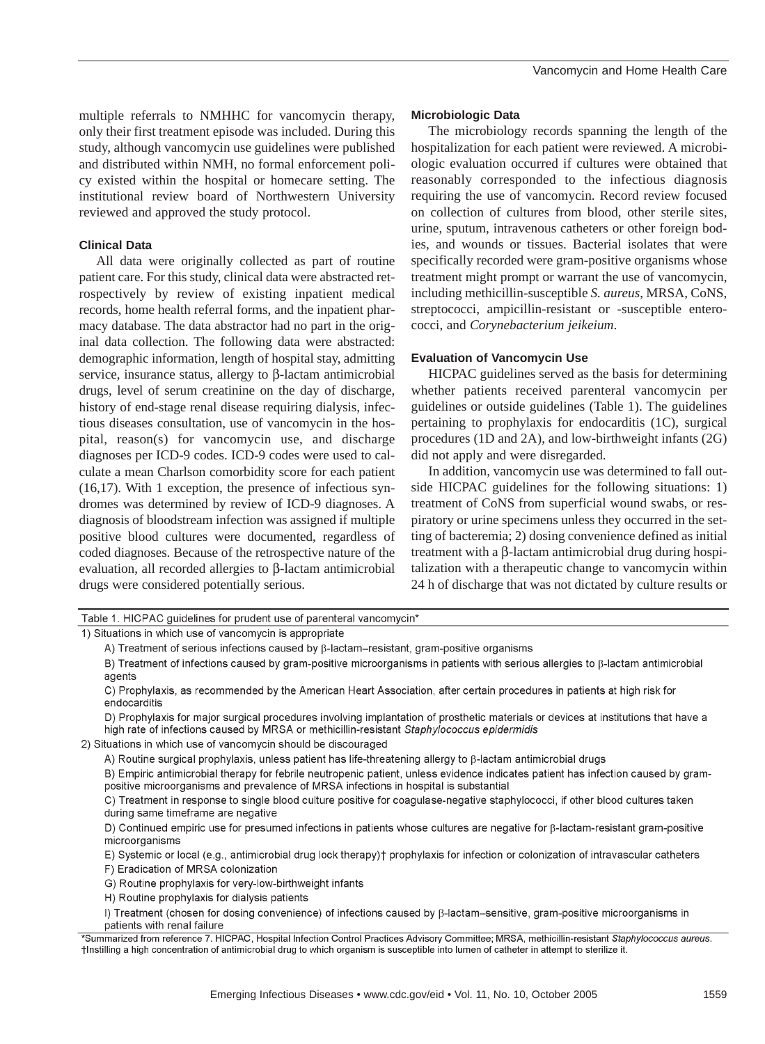multiple referrals to NMHHC for vancomycin therapy, only their first treatment episode was included. During this study, although vancomycin use guidelines were published and distributed within NMH, no formal enforcement policy existed within the hospital or homecare setting. The institutional review board of Northwestern University reviewed and approved the study protocol.

### Clinical Data

All data were originally collected as part of routine patient care. For this study, clinical data were abstracted retrospectively by review of existing inpatient medical records, home health referral forms, and the inpatient pharmacy database. The data abstractor had no part in the original data collection. The following data were abstracted: demographic information, length of hospital stay, admitting service, insurance status, allergy to β-lactam antimicrobial drugs, level of serum creatinine on the day of discharge, history of end-stage renal disease requiring dialysis, infectious diseases consultation, use of vancomycin in the hospital, reason(s) for vancomycin use, and discharge diagnoses per ICD-9 codes. ICD-9 codes were used to calculate a mean Charlson comorbidity score for each patient (16,17). With 1 exception, the presence of infectious syndromes was determined by review of ICD-9 diagnoses. A diagnosis of bloodstream infection was assigned if multiple positive blood cultures were documented, regardless of coded diagnoses. Because of the retrospective nature of the evaluation, all recorded allergies to β-lactam antimicrobial drugs were considered potentially serious.

### Microbiologic Data

The microbiology records spanning the length of the hospitalization for each patient were reviewed. A microbiologic evaluation occurred if cultures were obtained that reasonably corresponded to the infectious diagnosis requiring the use of vancomycin. Record review focused on collection of cultures from blood, other sterile sites, urine, sputum, intravenous catheters or other foreign bodies, and wounds or tissues. Bacterial isolates that were specifically recorded were gram-positive organisms whose treatment might prompt or warrant the use of vancomycin, including methicillin-susceptible *S. aureus*, MRSA, CoNS, streptococci, ampicillin-resistant or -susceptible enterococci, and *Corynebacterium jeikeium*.

### Evaluation of Vancomycin Use

HICPAC guidelines served as the basis for determining whether patients received parenteral vancomycin per guidelines or outside guidelines (Table 1). The guidelines pertaining to prophylaxis for endocarditis (1C), surgical procedures (1D and 2A), and low-birthweight infants (2G) did not apply and were disregarded.

In addition, vancomycin use was determined to fall outside HICPAC guidelines for the following situations: 1) treatment of CoNS from superficial wound swabs, or respiratory or urine specimens unless they occurred in the setting of bacteremia; 2) dosing convenience defined as initial treatment with a β-lactam antimicrobial drug during hospitalization with a therapeutic change to vancomycin within 24 h of discharge that was not dictated by culture results or

Table 1. HICPAC guidelines for prudent use of parenteral vancomycin*

1) Situations in which use of vancomycin is appropriate
   - A) Treatment of serious infections caused by β-lactam–resistant, gram-positive organisms
   - B) Treatment of infections caused by gram-positive microorganisms in patients with serious allergies to β-lactam antimicrobial agents
   - C) Prophylaxis, as recommended by the American Heart Association, after certain procedures in patients at high risk for endocarditis
   - D) Prophylaxis for major surgical procedures involving implantation of prosthetic materials or devices at institutions that have a high rate of infections caused by MRSA or methicillin-resistant *Staphylococcus epidermidis*

2) Situations in which use of vancomycin should be discouraged
   - A) Routine surgical prophylaxis, unless patient has life-threatening allergy to β-lactam antimicrobial drugs
   - B) Empiric antimicrobial therapy for febrile neutropenic patient, unless evidence indicates patient has infection caused by gram-positive microorganisms and prevalence of MRSA infections in hospital is substantial
   - C) Treatment in response to single blood culture positive for coagulase-negative staphylococci, if other blood cultures taken during same timeframe are negative
   - D) Continued empiric use for presumed infections in patients whose cultures are negative for β-lactam-resistant gram-positive microorganisms
   - E) Systemic or local (e.g., antimicrobial drug lock therapy)† prophylaxis for infection or colonization of intravascular catheters
   - F) Eradication of MRSA colonization
   - G) Routine prophylaxis for very-low-birthweight infants
   - H) Routine prophylaxis for dialysis patients
   - I) Treatment (chosen for dosing convenience) of infections caused by β-lactam–sensitive, gram-positive microorganisms in patients with renal failure

*Summarized from reference 7. HICPAC, Hospital Infection Control Practices Advisory Committee; MRSA, methicillin-resistant *Staphylococcus aureus*.
†Instilling a high concentration of antimicrobial drug to which organism is susceptible into lumen of catheter in attempt to sterilize it.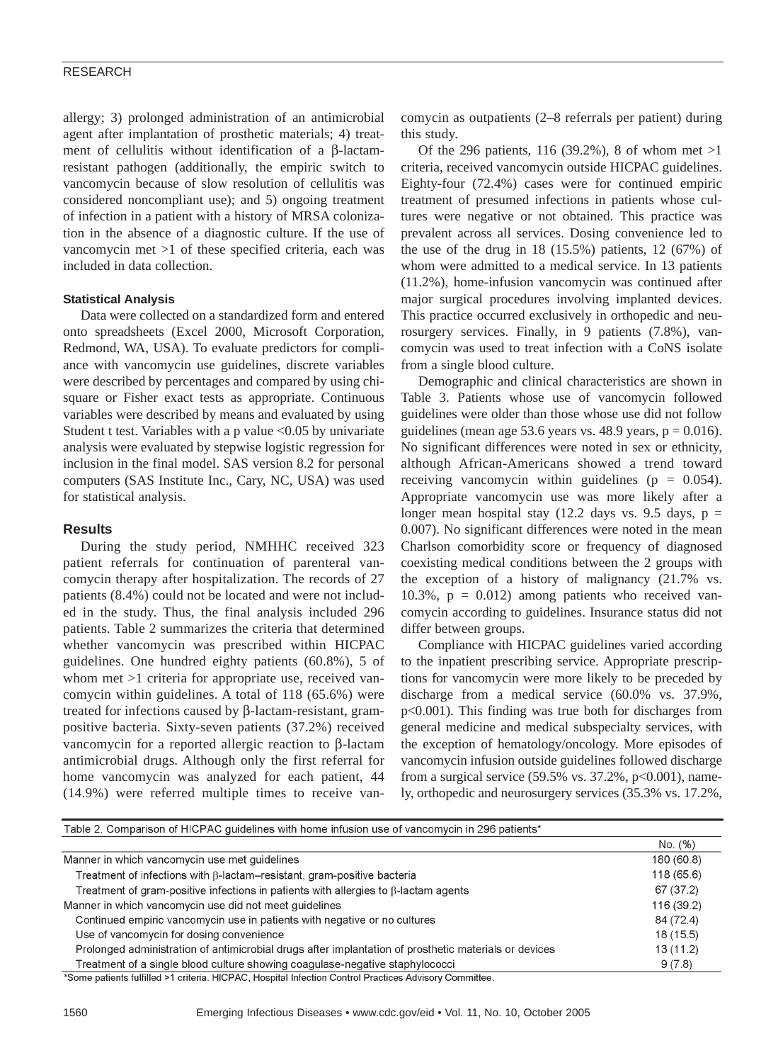allergy; 3) prolonged administration of an antimicrobial agent after implantation of prosthetic materials; 4) treatment of cellulitis without identification of a β-lactam-resistant pathogen (additionally, the empiric switch to vancomycin because of slow resolution of cellulitis was considered noncompliant use); and 5) ongoing treatment of infection in a patient with a history of MRSA colonization in the absence of a diagnostic culture. If the use of vancomycin met >1 of these specified criteria, each was included in data collection.

### Statistical Analysis

Data were collected on a standardized form and entered onto spreadsheets (Excel 2000, Microsoft Corporation, Redmond, WA, USA). To evaluate predictors for compliance with vancomycin use guidelines, discrete variables were described by percentages and compared by using chi-square or Fisher exact tests as appropriate. Continuous variables were described by means and evaluated by using Student t test. Variables with a p value <0.05 by univariate analysis were evaluated by stepwise logistic regression for inclusion in the final model. SAS version 8.2 for personal computers (SAS Institute Inc., Cary, NC, USA) was used for statistical analysis.

## Results

During the study period, NMHHC received 323 patient referrals for continuation of parenteral vancomycin therapy after hospitalization. The records of 27 patients (8.4%) could not be located and were not included in the study. Thus, the final analysis included 296 patients. Table 2 summarizes the criteria that determined whether vancomycin was prescribed within HICPAC guidelines. One hundred eighty patients (60.8%), 5 of whom met >1 criteria for appropriate use, received vancomycin within guidelines. A total of 118 (65.6%) were treated for infections caused by β-lactam-resistant, gram-positive bacteria. Sixty-seven patients (37.2%) received vancomycin for a reported allergic reaction to β-lactam antimicrobial drugs. Although only the first referral for home vancomycin was analyzed for each patient, 44 (14.9%) were referred multiple times to receive vancomycin as outpatients (2–8 referrals per patient) during this study.

Of the 296 patients, 116 (39.2%), 8 of whom met >1 criteria, received vancomycin outside HICPAC guidelines. Eighty-four (72.4%) cases were for continued empiric treatment of presumed infections in patients whose cultures were negative or not obtained. This practice was prevalent across all services. Dosing convenience led to the use of the drug in 18 (15.5%) patients, 12 (67%) of whom were admitted to a medical service. In 13 patients (11.2%), home-infusion vancomycin was continued after major surgical procedures involving implanted devices. This practice occurred exclusively in orthopedic and neurosurgery services. Finally, in 9 patients (7.8%), vancomycin was used to treat infection with a CoNS isolate from a single blood culture.

Demographic and clinical characteristics are shown in Table 3. Patients whose use of vancomycin followed guidelines were older than those whose use did not follow guidelines (mean age 53.6 years vs. 48.9 years, p = 0.016). No significant differences were noted in sex or ethnicity, although African-Americans showed a trend toward receiving vancomycin within guidelines (p = 0.054). Appropriate vancomycin use was more likely after a longer mean hospital stay (12.2 days vs. 9.5 days, p = 0.007). No significant differences were noted in the mean Charlson comorbidity score or frequency of diagnosed coexisting medical conditions between the 2 groups with the exception of a history of malignancy (21.7% vs. 10.3%, p = 0.012) among patients who received vancomycin according to guidelines. Insurance status did not differ between groups.

Compliance with HICPAC guidelines varied according to the inpatient prescribing service. Appropriate prescriptions for vancomycin were more likely to be preceded by discharge from a medical service (60.0% vs. 37.9%, p<0.001). This finding was true both for discharges from general medicine and medical subspecialty services, with the exception of hematology/oncology. More episodes of vancomycin infusion outside guidelines followed discharge from a surgical service (59.5% vs. 37.2%, p<0.001), namely, orthopedic and neurosurgery services (35.3% vs. 17.2%,

Table 2. Comparison of HICPAC guidelines with home infusion use of vancomycin in 296 patients*

| | No. (%) |
|---|---|
| Manner in which vancomycin use met guidelines | 180 (60.8) |
| Treatment of infections with β-lactam–resistant, gram-positive bacteria | 118 (65.6) |
| Treatment of gram-positive infections in patients with allergies to β-lactam agents | 67 (37.2) |
| Manner in which vancomycin use did not meet guidelines | 116 (39.2) |
| Continued empiric vancomycin use in patients with negative or no cultures | 84 (72.4) |
| Use of vancomycin for dosing convenience | 18 (15.5) |
| Prolonged administration of antimicrobial drugs after implantation of prosthetic materials or devices | 13 (11.2) |
| Treatment of a single blood culture showing coagulase-negative staphylococci | 9 (7.8) |

*Some patients fulfilled >1 criteria. HICPAC, Hospital Infection Control Practices Advisory Committee.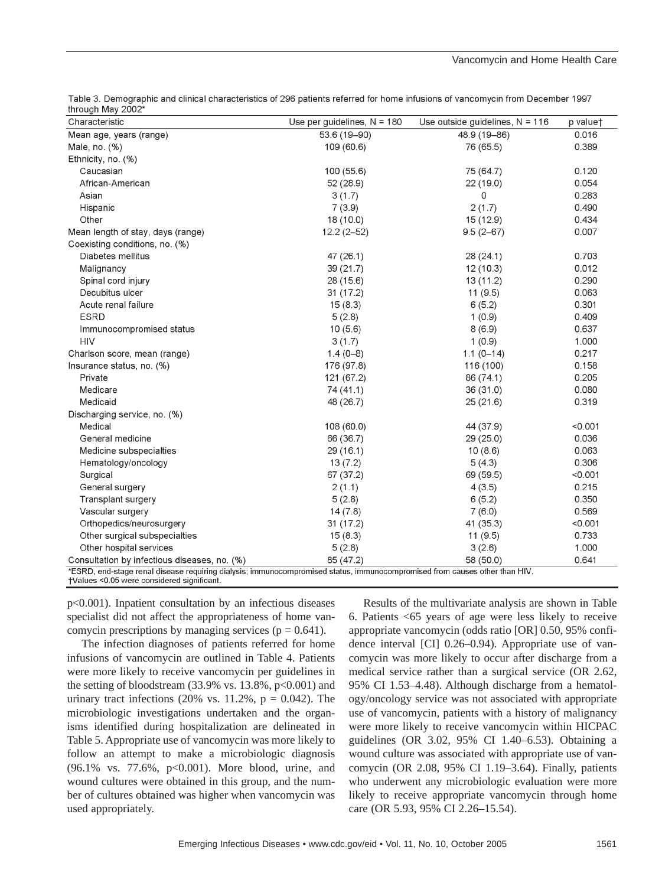Table 3. Demographic and clinical characteristics of 296 patients referred for home infusions of vancomycin from December 1997 through May 2002*

| Characteristic | Use per guidelines, N = 180 | Use outside guidelines, N = 116 | p value† |
|---|---|---|---|
| Mean age, years (range) | 53.6 (19–90) | 48.9 (19–86) | 0.016 |
| Male, no. (%) | 109 (60.6) | 76 (65.5) | 0.389 |
| Ethnicity, no. (%) | | | |
| Caucasian | 100 (55.6) | 75 (64.7) | 0.120 |
| African-American | 52 (28.9) | 22 (19.0) | 0.054 |
| Asian | 3 (1.7) | 0 | 0.283 |
| Hispanic | 7 (3.9) | 2 (1.7) | 0.490 |
| Other | 18 (10.0) | 15 (12.9) | 0.434 |
| Mean length of stay, days (range) | 12.2 (2–52) | 9.5 (2–67) | 0.007 |
| Coexisting conditions, no. (%) | | | |
| Diabetes mellitus | 47 (26.1) | 28 (24.1) | 0.703 |
| Malignancy | 39 (21.7) | 12 (10.3) | 0.012 |
| Spinal cord injury | 28 (15.6) | 13 (11.2) | 0.290 |
| Decubitus ulcer | 31 (17.2) | 11 (9.5) | 0.063 |
| Acute renal failure | 15 (8.3) | 6 (5.2) | 0.301 |
| ESRD | 5 (2.8) | 1 (0.9) | 0.409 |
| Immunocompromised status | 10 (5.6) | 8 (6.9) | 0.637 |
| HIV | 3 (1.7) | 1 (0.9) | 1.000 |
| Charlson score, mean (range) | 1.4 (0–8) | 1.1 (0–14) | 0.217 |
| Insurance status, no. (%) | 176 (97.8) | 116 (100) | 0.158 |
| Private | 121 (67.2) | 86 (74.1) | 0.205 |
| Medicare | 74 (41.1) | 36 (31.0) | 0.080 |
| Medicaid | 48 (26.7) | 25 (21.6) | 0.319 |
| Discharging service, no. (%) | | | |
| Medical | 108 (60.0) | 44 (37.9) | <0.001 |
| General medicine | 66 (36.7) | 29 (25.0) | 0.036 |
| Medicine subspecialties | 29 (16.1) | 10 (8.6) | 0.063 |
| Hematology/oncology | 13 (7.2) | 5 (4.3) | 0.306 |
| Surgical | 67 (37.2) | 69 (59.5) | <0.001 |
| General surgery | 2 (1.1) | 4 (3.5) | 0.215 |
| Transplant surgery | 5 (2.8) | 6 (5.2) | 0.350 |
| Vascular surgery | 14 (7.8) | 7 (6.0) | 0.569 |
| Orthopedics/neurosurgery | 31 (17.2) | 41 (35.3) | <0.001 |
| Other surgical subspecialties | 15 (8.3) | 11 (9.5) | 0.733 |
| Other hospital services | 5 (2.8) | 3 (2.6) | 1.000 |
| Consultation by infectious diseases, no. (%) | 85 (47.2) | 58 (50.0) | 0.641 |

*ESRD, end-stage renal disease requiring dialysis; immunocompromised status, immunocompromised from causes other than HIV.
†Values <0.05 were considered significant.

p<0.001). Inpatient consultation by an infectious diseases specialist did not affect the appropriateness of home vancomycin prescriptions by managing services (p = 0.641).

The infection diagnoses of patients referred for home infusions of vancomycin are outlined in Table 4. Patients were more likely to receive vancomycin per guidelines in the setting of bloodstream (33.9% vs. 13.8%, p<0.001) and urinary tract infections (20% vs. 11.2%, p = 0.042). The microbiologic investigations undertaken and the organisms identified during hospitalization are delineated in Table 5. Appropriate use of vancomycin was more likely to follow an attempt to make a microbiologic diagnosis (96.1% vs. 77.6%, p<0.001). More blood, urine, and wound cultures were obtained in this group, and the number of cultures obtained was higher when vancomycin was used appropriately.

Results of the multivariate analysis are shown in Table 6. Patients <65 years of age were less likely to receive appropriate vancomycin (odds ratio [OR] 0.50, 95% confidence interval [CI] 0.26–0.94). Appropriate use of vancomycin was more likely to occur after discharge from a medical service rather than a surgical service (OR 2.62, 95% CI 1.53–4.48). Although discharge from a hematology/oncology service was not associated with appropriate use of vancomycin, patients with a history of malignancy were more likely to receive vancomycin within HICPAC guidelines (OR 3.02, 95% CI 1.40–6.53). Obtaining a wound culture was associated with appropriate use of vancomycin (OR 2.08, 95% CI 1.19–3.64). Finally, patients who underwent any microbiologic evaluation were more likely to receive appropriate vancomycin through home care (OR 5.93, 95% CI 2.26–15.54).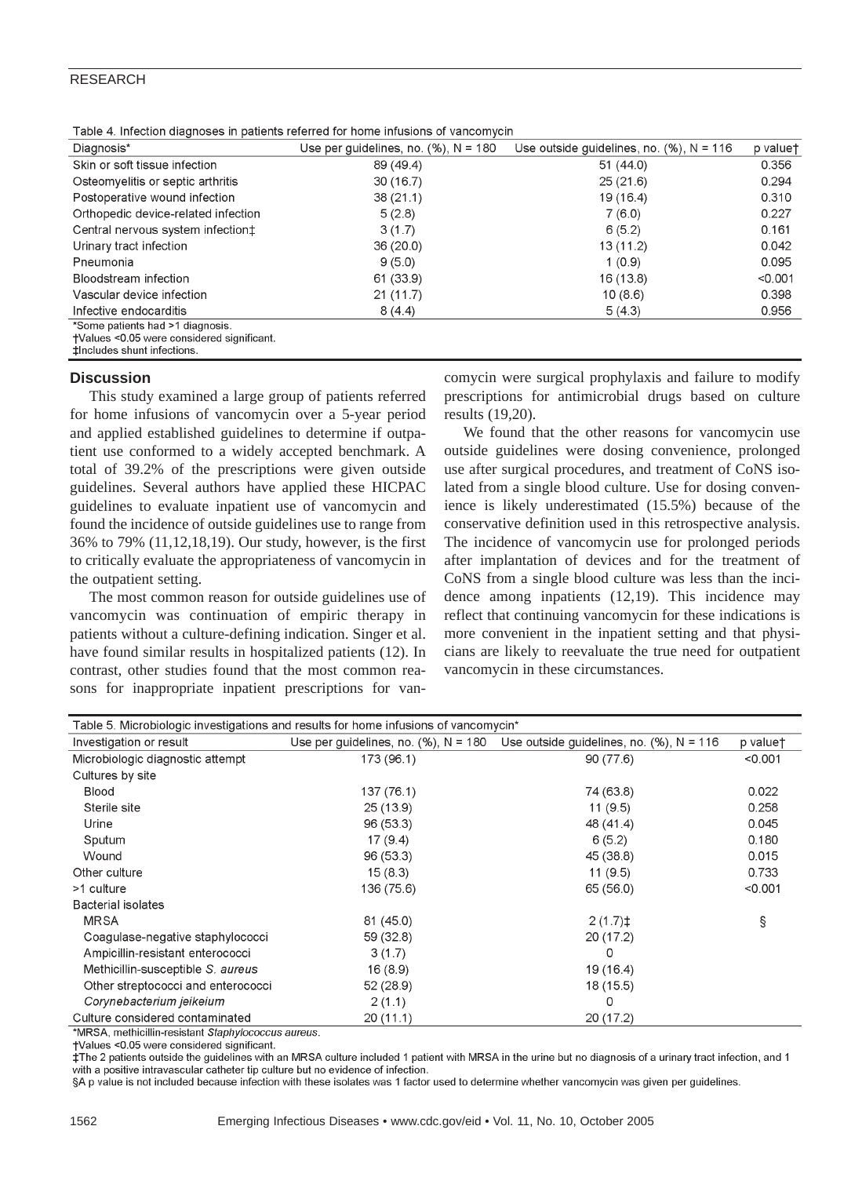Table 4. Infection diagnoses in patients referred for home infusions of vancomycin

| Diagnosis* | Use per guidelines, no. (%), N = 180 | Use outside guidelines, no. (%), N = 116 | p value† |
|---|---|---|---|
| Skin or soft tissue infection | 89 (49.4) | 51 (44.0) | 0.356 |
| Osteomyelitis or septic arthritis | 30 (16.7) | 25 (21.6) | 0.294 |
| Postoperative wound infection | 38 (21.1) | 19 (16.4) | 0.310 |
| Orthopedic device-related infection | 5 (2.8) | 7 (6.0) | 0.227 |
| Central nervous system infection‡ | 3 (1.7) | 6 (5.2) | 0.161 |
| Urinary tract infection | 36 (20.0) | 13 (11.2) | 0.042 |
| Pneumonia | 9 (5.0) | 1 (0.9) | 0.095 |
| Bloodstream infection | 61 (33.9) | 16 (13.8) | <0.001 |
| Vascular device infection | 21 (11.7) | 10 (8.6) | 0.398 |
| Infective endocarditis | 8 (4.4) | 5 (4.3) | 0.956 |

*Some patients had >1 diagnosis.
†Values <0.05 were considered significant.
‡Includes shunt infections.

## Discussion

This study examined a large group of patients referred for home infusions of vancomycin over a 5-year period and applied established guidelines to determine if outpatient use conformed to a widely accepted benchmark. A total of 39.2% of the prescriptions were given outside guidelines. Several authors have applied these HICPAC guidelines to evaluate inpatient use of vancomycin and found the incidence of outside guidelines use to range from 36% to 79% (11,12,18,19). Our study, however, is the first to critically evaluate the appropriateness of vancomycin in the outpatient setting.

The most common reason for outside guidelines use of vancomycin was continuation of empiric therapy in patients without a culture-defining indication. Singer et al. have found similar results in hospitalized patients (12). In contrast, other studies found that the most common reasons for inappropriate inpatient prescriptions for vancomycin were surgical prophylaxis and failure to modify prescriptions for antimicrobial drugs based on culture results (19,20).

We found that the other reasons for vancomycin use outside guidelines were dosing convenience, prolonged use after surgical procedures, and treatment of CoNS isolated from a single blood culture. Use for dosing convenience is likely underestimated (15.5%) because of the conservative definition used in this retrospective analysis. The incidence of vancomycin use for prolonged periods after implantation of devices and for the treatment of CoNS from a single blood culture was less than the incidence among inpatients (12,19). This incidence may reflect that continuing vancomycin for these indications is more convenient in the inpatient setting and that physicians are likely to reevaluate the true need for outpatient vancomycin in these circumstances.

Table 5. Microbiologic investigations and results for home infusions of vancomycin*

| Investigation or result | Use per guidelines, no. (%), N = 180 | Use outside guidelines, no. (%), N = 116 | p value† |
|---|---|---|---|
| Microbiologic diagnostic attempt | 173 (96.1) | 90 (77.6) | <0.001 |
| Cultures by site | | | |
| Blood | 137 (76.1) | 74 (63.8) | 0.022 |
| Sterile site | 25 (13.9) | 11 (9.5) | 0.258 |
| Urine | 96 (53.3) | 48 (41.4) | 0.045 |
| Sputum | 17 (9.4) | 6 (5.2) | 0.180 |
| Wound | 96 (53.3) | 45 (38.8) | 0.015 |
| Other culture | 15 (8.3) | 11 (9.5) | 0.733 |
| >1 culture | 136 (75.6) | 65 (56.0) | <0.001 |
| Bacterial isolates | | | |
| MRSA | 81 (45.0) | 2 (1.7)‡ | § |
| Coagulase-negative staphylococci | 59 (32.8) | 20 (17.2) | |
| Ampicillin-resistant enterococci | 3 (1.7) | 0 | |
| Methicillin-susceptible *S. aureus* | 16 (8.9) | 19 (16.4) | |
| Other streptococci and enterococci | 52 (28.9) | 18 (15.5) | |
| *Corynebacterium jeikeium* | 2 (1.1) | 0 | |
| Culture considered contaminated | 20 (11.1) | 20 (17.2) | |

*MRSA, methicillin-resistant *Staphylococcus aureus*.
†Values <0.05 were considered significant.
‡The 2 patients outside the guidelines with an MRSA culture included 1 patient with MRSA in the urine but no diagnosis of a urinary tract infection, and 1 with a positive intravascular catheter tip culture but no evidence of infection.
§A p value is not included because infection with these isolates was 1 factor used to determine whether vancomycin was given per guidelines.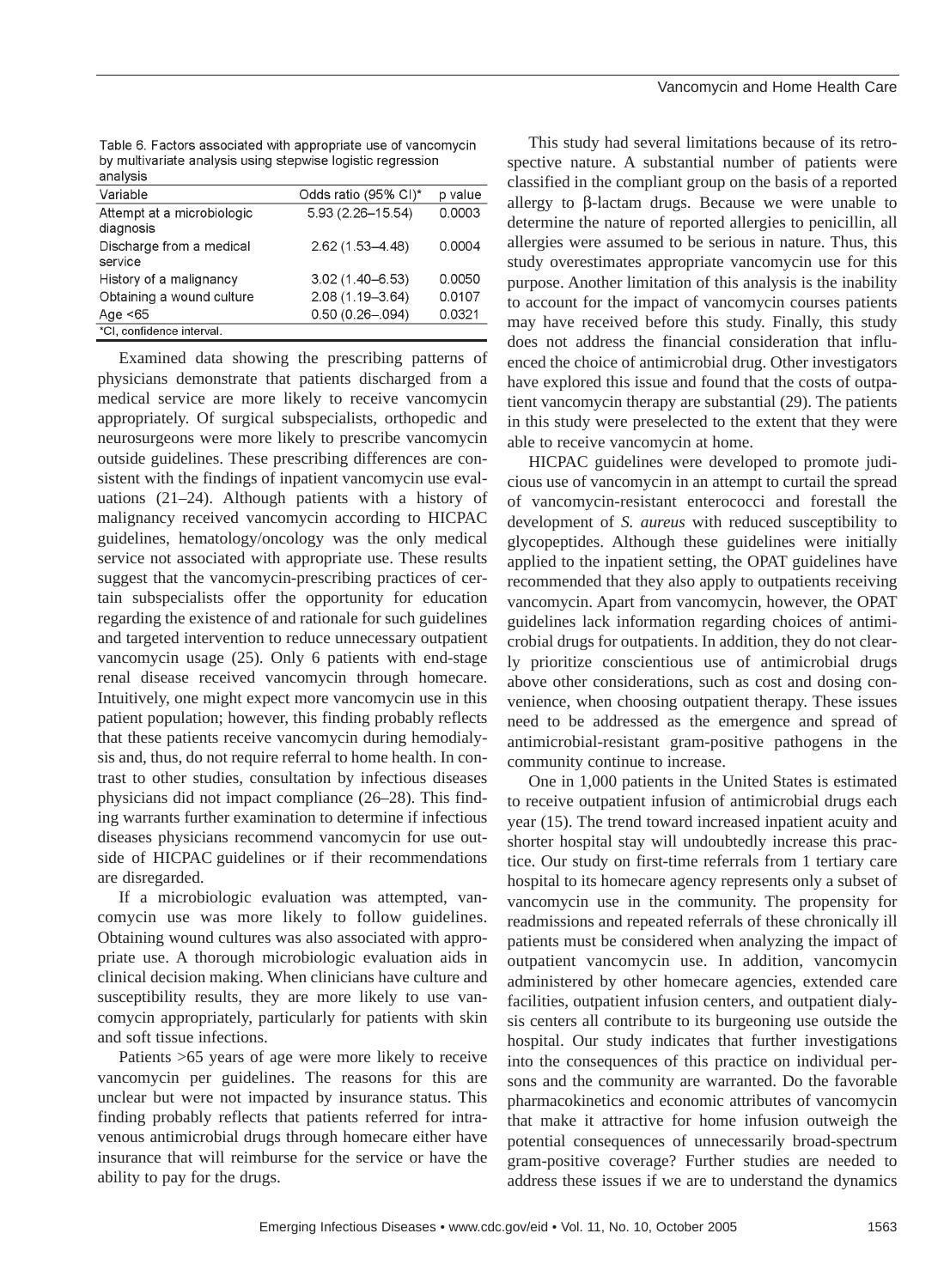Table 6. Factors associated with appropriate use of vancomycin by multivariate analysis using stepwise logistic regression analysis

| Variable | Odds ratio (95% CI)* | p value |
|---|---|---|
| Attempt at a microbiologic diagnosis | 5.93 (2.26–15.54) | 0.0003 |
| Discharge from a medical service | 2.62 (1.53–4.48) | 0.0004 |
| History of a malignancy | 3.02 (1.40–6.53) | 0.0050 |
| Obtaining a wound culture | 2.08 (1.19–3.64) | 0.0107 |
| Age <65 | 0.50 (0.26–.094) | 0.0321 |

*CI, confidence interval.

Examined data showing the prescribing patterns of physicians demonstrate that patients discharged from a medical service are more likely to receive vancomycin appropriately. Of surgical subspecialists, orthopedic and neurosurgeons were more likely to prescribe vancomycin outside guidelines. These prescribing differences are consistent with the findings of inpatient vancomycin use evaluations (21–24). Although patients with a history of malignancy received vancomycin according to HICPAC guidelines, hematology/oncology was the only medical service not associated with appropriate use. These results suggest that the vancomycin-prescribing practices of certain subspecialists offer the opportunity for education regarding the existence of and rationale for such guidelines and targeted intervention to reduce unnecessary outpatient vancomycin usage (25). Only 6 patients with end-stage renal disease received vancomycin through homecare. Intuitively, one might expect more vancomycin use in this patient population; however, this finding probably reflects that these patients receive vancomycin during hemodialysis and, thus, do not require referral to home health. In contrast to other studies, consultation by infectious diseases physicians did not impact compliance (26–28). This finding warrants further examination to determine if infectious diseases physicians recommend vancomycin for use outside of HICPAC guidelines or if their recommendations are disregarded.

If a microbiologic evaluation was attempted, vancomycin use was more likely to follow guidelines. Obtaining wound cultures was also associated with appropriate use. A thorough microbiologic evaluation aids in clinical decision making. When clinicians have culture and susceptibility results, they are more likely to use vancomycin appropriately, particularly for patients with skin and soft tissue infections.

Patients >65 years of age were more likely to receive vancomycin per guidelines. The reasons for this are unclear but were not impacted by insurance status. This finding probably reflects that patients referred for intravenous antimicrobial drugs through homecare either have insurance that will reimburse for the service or have the ability to pay for the drugs.

This study had several limitations because of its retrospective nature. A substantial number of patients were classified in the compliant group on the basis of a reported allergy to β-lactam drugs. Because we were unable to determine the nature of reported allergies to penicillin, all allergies were assumed to be serious in nature. Thus, this study overestimates appropriate vancomycin use for this purpose. Another limitation of this analysis is the inability to account for the impact of vancomycin courses patients may have received before this study. Finally, this study does not address the financial consideration that influenced the choice of antimicrobial drug. Other investigators have explored this issue and found that the costs of outpatient vancomycin therapy are substantial (29). The patients in this study were preselected to the extent that they were able to receive vancomycin at home.

HICPAC guidelines were developed to promote judicious use of vancomycin in an attempt to curtail the spread of vancomycin-resistant enterococci and forestall the development of *S. aureus* with reduced susceptibility to glycopeptides. Although these guidelines were initially applied to the inpatient setting, the OPAT guidelines have recommended that they also apply to outpatients receiving vancomycin. Apart from vancomycin, however, the OPAT guidelines lack information regarding choices of antimicrobial drugs for outpatients. In addition, they do not clearly prioritize conscientious use of antimicrobial drugs above other considerations, such as cost and dosing convenience, when choosing outpatient therapy. These issues need to be addressed as the emergence and spread of antimicrobial-resistant gram-positive pathogens in the community continue to increase.

One in 1,000 patients in the United States is estimated to receive outpatient infusion of antimicrobial drugs each year (15). The trend toward increased inpatient acuity and shorter hospital stay will undoubtedly increase this practice. Our study on first-time referrals from 1 tertiary care hospital to its homecare agency represents only a subset of vancomycin use in the community. The propensity for readmissions and repeated referrals of these chronically ill patients must be considered when analyzing the impact of outpatient vancomycin use. In addition, vancomycin administered by other homecare agencies, extended care facilities, outpatient infusion centers, and outpatient dialysis centers all contribute to its burgeoning use outside the hospital. Our study indicates that further investigations into the consequences of this practice on individual persons and the community are warranted. Do the favorable pharmacokinetics and economic attributes of vancomycin that make it attractive for home infusion outweigh the potential consequences of unnecessarily broad-spectrum gram-positive coverage? Further studies are needed to address these issues if we are to understand the dynamics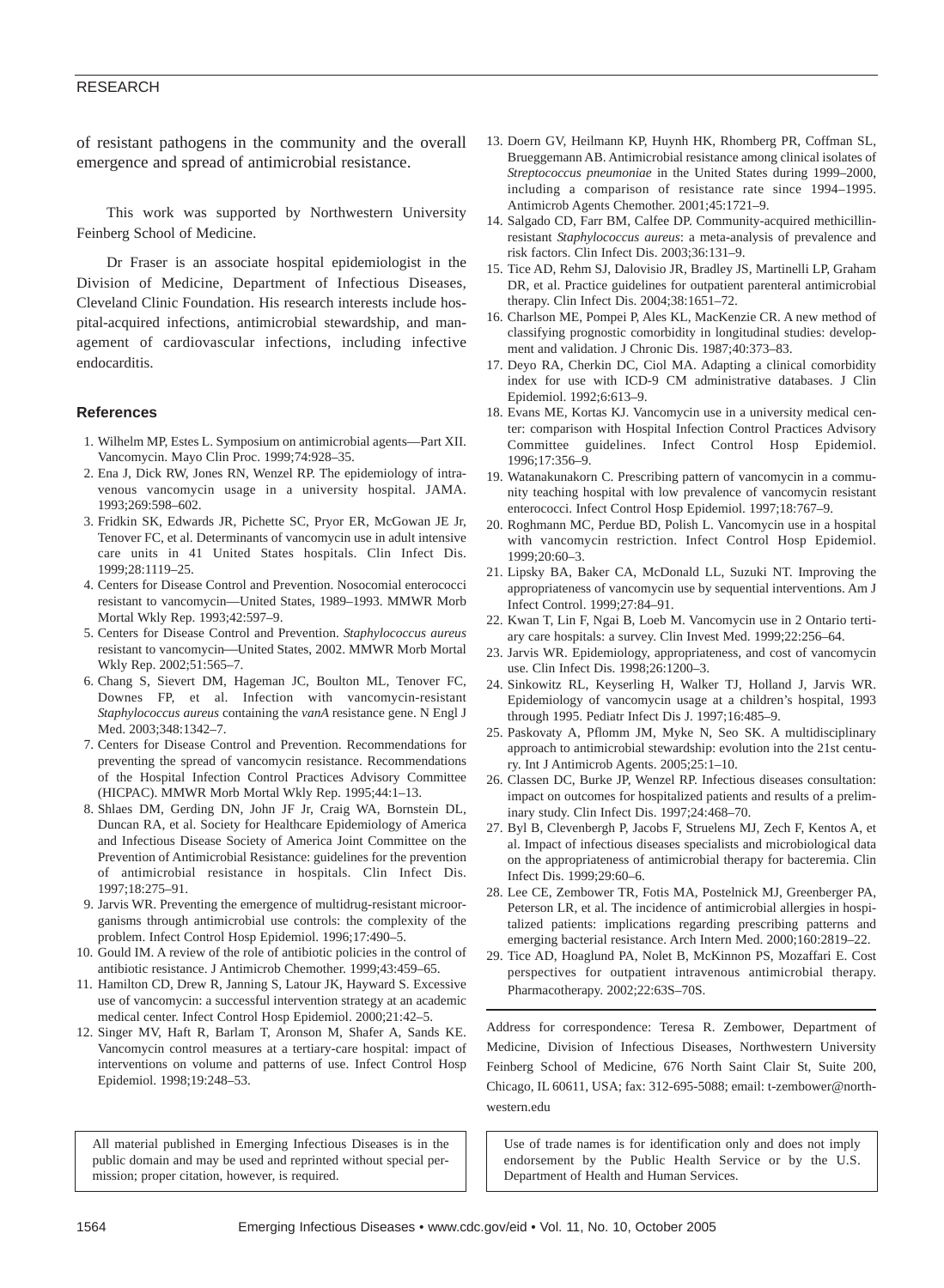of resistant pathogens in the community and the overall emergence and spread of antimicrobial resistance.

This work was supported by Northwestern University Feinberg School of Medicine.

Dr Fraser is an associate hospital epidemiologist in the Division of Medicine, Department of Infectious Diseases, Cleveland Clinic Foundation. His research interests include hospital-acquired infections, antimicrobial stewardship, and management of cardiovascular infections, including infective endocarditis.

## References

1. Wilhelm MP, Estes L. Symposium on antimicrobial agents—Part XII. Vancomycin. Mayo Clin Proc. 1999;74:928–35.
2. Ena J, Dick RW, Jones RN, Wenzel RP. The epidemiology of intravenous vancomycin usage in a university hospital. JAMA. 1993;269:598–602.
3. Fridkin SK, Edwards JR, Pichette SC, Pryor ER, McGowan JE Jr, Tenover FC, et al. Determinants of vancomycin use in adult intensive care units in 41 United States hospitals. Clin Infect Dis. 1999;28:1119–25.
4. Centers for Disease Control and Prevention. Nosocomial enterococci resistant to vancomycin—United States, 1989–1993. MMWR Morb Mortal Wkly Rep. 1993;42:597–9.
5. Centers for Disease Control and Prevention. *Staphylococcus aureus* resistant to vancomycin—United States, 2002. MMWR Morb Mortal Wkly Rep. 2002;51:565–7.
6. Chang S, Sievert DM, Hageman JC, Boulton ML, Tenover FC, Downes FP, et al. Infection with vancomycin-resistant *Staphylococcus aureus* containing the *vanA* resistance gene. N Engl J Med. 2003;348:1342–7.
7. Centers for Disease Control and Prevention. Recommendations for preventing the spread of vancomycin resistance. Recommendations of the Hospital Infection Control Practices Advisory Committee (HICPAC). MMWR Morb Mortal Wkly Rep. 1995;44:1–13.
8. Shlaes DM, Gerding DN, John JF Jr, Craig WA, Bornstein DL, Duncan RA, et al. Society for Healthcare Epidemiology of America and Infectious Disease Society of America Joint Committee on the Prevention of Antimicrobial Resistance: guidelines for the prevention of antimicrobial resistance in hospitals. Clin Infect Dis. 1997;18:275–91.
9. Jarvis WR. Preventing the emergence of multidrug-resistant microorganisms through antimicrobial use controls: the complexity of the problem. Infect Control Hosp Epidemiol. 1996;17:490–5.
10. Gould IM. A review of the role of antibiotic policies in the control of antibiotic resistance. J Antimicrob Chemother. 1999;43:459–65.
11. Hamilton CD, Drew R, Janning S, Latour JK, Hayward S. Excessive use of vancomycin: a successful intervention strategy at an academic medical center. Infect Control Hosp Epidemiol. 2000;21:42–5.
12. Singer MV, Haft R, Barlam T, Aronson M, Shafer A, Sands KE. Vancomycin control measures at a tertiary-care hospital: impact of interventions on volume and patterns of use. Infect Control Hosp Epidemiol. 1998;19:248–53.
13. Doern GV, Heilmann KP, Huynh HK, Rhomberg PR, Coffman SL, Brueggemann AB. Antimicrobial resistance among clinical isolates of *Streptococcus pneumoniae* in the United States during 1999–2000, including a comparison of resistance rate since 1994–1995. Antimicrob Agents Chemother. 2001;45:1721–9.
14. Salgado CD, Farr BM, Calfee DP. Community-acquired methicillin-resistant *Staphylococcus aureus*: a meta-analysis of prevalence and risk factors. Clin Infect Dis. 2003;36:131–9.
15. Tice AD, Rehm SJ, Dalovisio JR, Bradley JS, Martinelli LP, Graham DR, et al. Practice guidelines for outpatient parenteral antimicrobial therapy. Clin Infect Dis. 2004;38:1651–72.
16. Charlson ME, Pompei P, Ales KL, MacKenzie CR. A new method of classifying prognostic comorbidity in longitudinal studies: development and validation. J Chronic Dis. 1987;40:373–83.
17. Deyo RA, Cherkin DC, Ciol MA. Adapting a clinical comorbidity index for use with ICD-9 CM administrative databases. J Clin Epidemiol. 1992;6:613–9.
18. Evans ME, Kortas KJ. Vancomycin use in a university medical center: comparison with Hospital Infection Control Practices Advisory Committee guidelines. Infect Control Hosp Epidemiol. 1996;17:356–9.
19. Watanakunakorn C. Prescribing pattern of vancomycin in a community teaching hospital with low prevalence of vancomycin resistant enterococci. Infect Control Hosp Epidemiol. 1997;18:767–9.
20. Roghmann MC, Perdue BD, Polish L. Vancomycin use in a hospital with vancomycin restriction. Infect Control Hosp Epidemiol. 1999;20:60–3.
21. Lipsky BA, Baker CA, McDonald LL, Suzuki NT. Improving the appropriateness of vancomycin use by sequential interventions. Am J Infect Control. 1999;27:84–91.
22. Kwan T, Lin F, Ngai B, Loeb M. Vancomycin use in 2 Ontario tertiary care hospitals: a survey. Clin Invest Med. 1999;22:256–64.
23. Jarvis WR. Epidemiology, appropriateness, and cost of vancomycin use. Clin Infect Dis. 1998;26:1200–3.
24. Sinkowitz RL, Keyserling H, Walker TJ, Holland J, Jarvis WR. Epidemiology of vancomycin usage at a children's hospital, 1993 through 1995. Pediatr Infect Dis J. 1997;16:485–9.
25. Paskovaty A, Pflomm JM, Myke N, Seo SK. A multidisciplinary approach to antimicrobial stewardship: evolution into the 21st century. Int J Antimicrob Agents. 2005;25:1–10.
26. Classen DC, Burke JP, Wenzel RP. Infectious diseases consultation: impact on outcomes for hospitalized patients and results of a preliminary study. Clin Infect Dis. 1997;24:468–70.
27. Byl B, Clevenbergh P, Jacobs F, Struelens MJ, Zech F, Kentos A, et al. Impact of infectious diseases specialists and microbiological data on the appropriateness of antimicrobial therapy for bacteremia. Clin Infect Dis. 1999;29:60–6.
28. Lee CE, Zembower TR, Fotis MA, Postelnick MJ, Greenberger PA, Peterson LR, et al. The incidence of antimicrobial allergies in hospitalized patients: implications regarding prescribing patterns and emerging bacterial resistance. Arch Intern Med. 2000;160:2819–22.
29. Tice AD, Hoaglund PA, Nolet B, McKinnon PS, Mozaffari E. Cost perspectives for outpatient intravenous antimicrobial therapy. Pharmacotherapy. 2002;22:63S–70S.

Address for correspondence: Teresa R. Zembower, Department of Medicine, Division of Infectious Diseases, Northwestern University Feinberg School of Medicine, 676 North Saint Clair St, Suite 200, Chicago, IL 60611, USA; fax: 312-695-5088; email: t-zembower@northwestern.edu

All material published in Emerging Infectious Diseases is in the public domain and may be used and reprinted without special permission; proper citation, however, is required.

Use of trade names is for identification only and does not imply endorsement by the Public Health Service or by the U.S. Department of Health and Human Services.